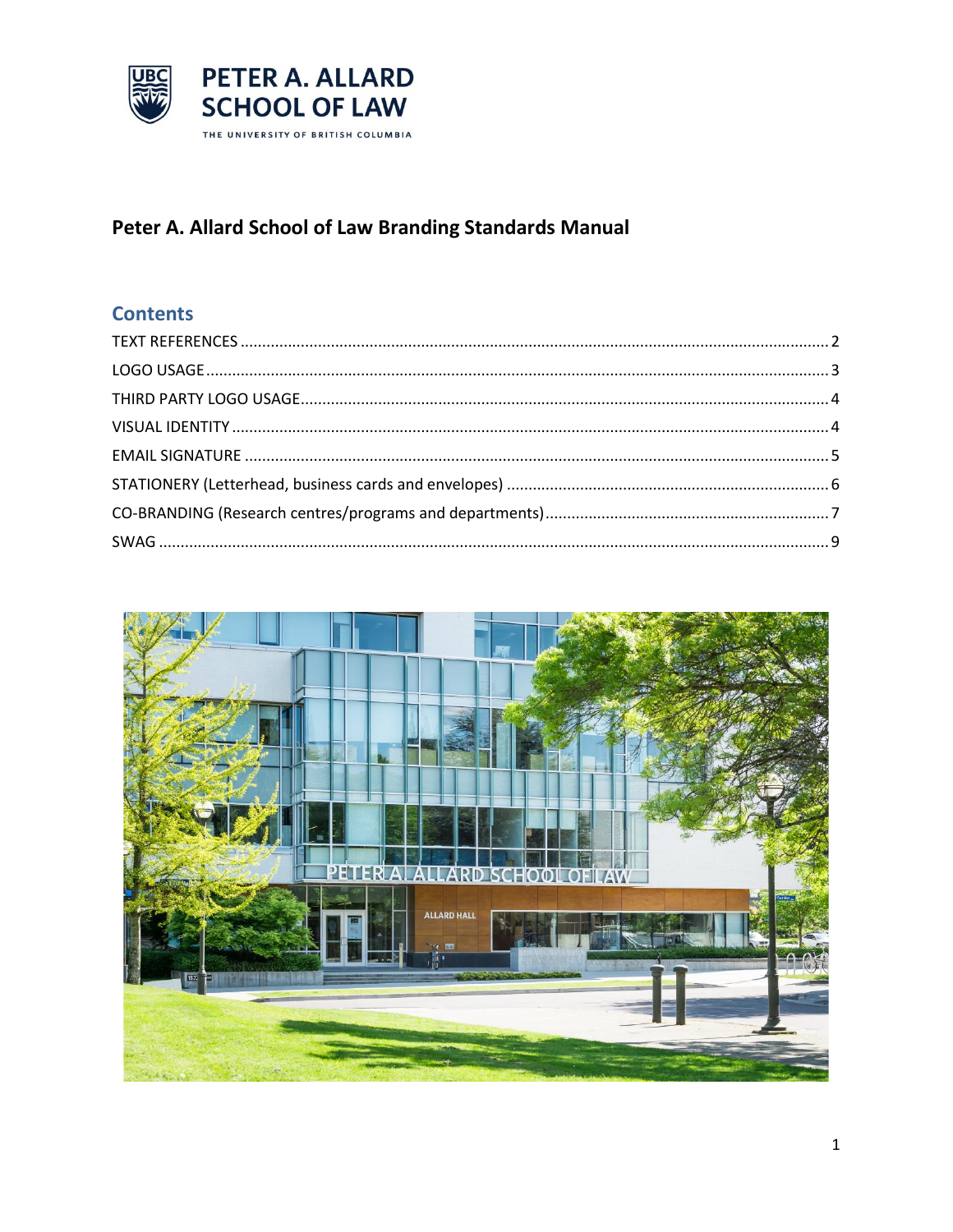PETER A. ALLARD SCHOOL OF LAW

THE UNIVERSITY OF BRITISH COLUMBIA

# Peter A. Allard School of Law Branding Standards Manual

## Contents

- TEXT REFERENCES ..... 2
- LOGO USAGE ..... 3
- THIRD PARTY LOGO USAGE ..... 4
- VISUAL IDENTITY ..... 4
- EMAIL SIGNATURE ..... 5
- STATIONERY (Letterhead, business cards and envelopes) ..... 6
- CO-BRANDING (Research centres/programs and departments) ..... 7
- SWAG ..... 9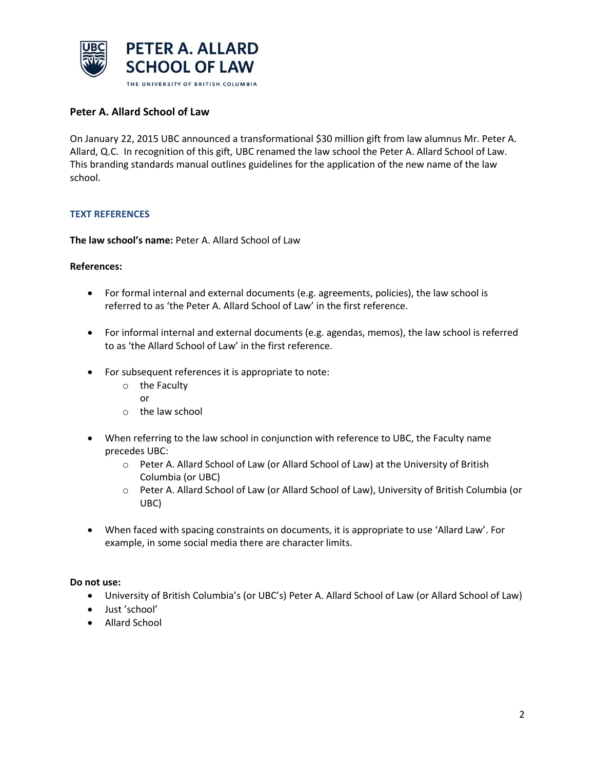# Peter A. Allard School of Law

On January 22, 2015 UBC announced a transformational $30 million gift from law alumnus Mr. Peter A. Allard, Q.C. In recognition of this gift, UBC renamed the law school the Peter A. Allard School of Law. This branding standards manual outlines guidelines for the application of the new name of the law school.

## TEXT REFERENCES

**The law school's name:** Peter A. Allard School of Law

**References:**

- For formal internal and external documents (e.g. agreements, policies), the law school is referred to as 'the Peter A. Allard School of Law' in the first reference.

- For informal internal and external documents (e.g. agendas, memos), the law school is referred to as 'the Allard School of Law' in the first reference.

- For subsequent references it is appropriate to note:
  - the Faculty
    or
  - the law school

- When referring to the law school in conjunction with reference to UBC, the Faculty name precedes UBC:
  - Peter A. Allard School of Law (or Allard School of Law) at the University of British Columbia (or UBC)
  - Peter A. Allard School of Law (or Allard School of Law), University of British Columbia (or UBC)

- When faced with spacing constraints on documents, it is appropriate to use 'Allard Law'. For example, in some social media there are character limits.

**Do not use:**

- University of British Columbia's (or UBC's) Peter A. Allard School of Law (or Allard School of Law)
- Just 'school'
- Allard School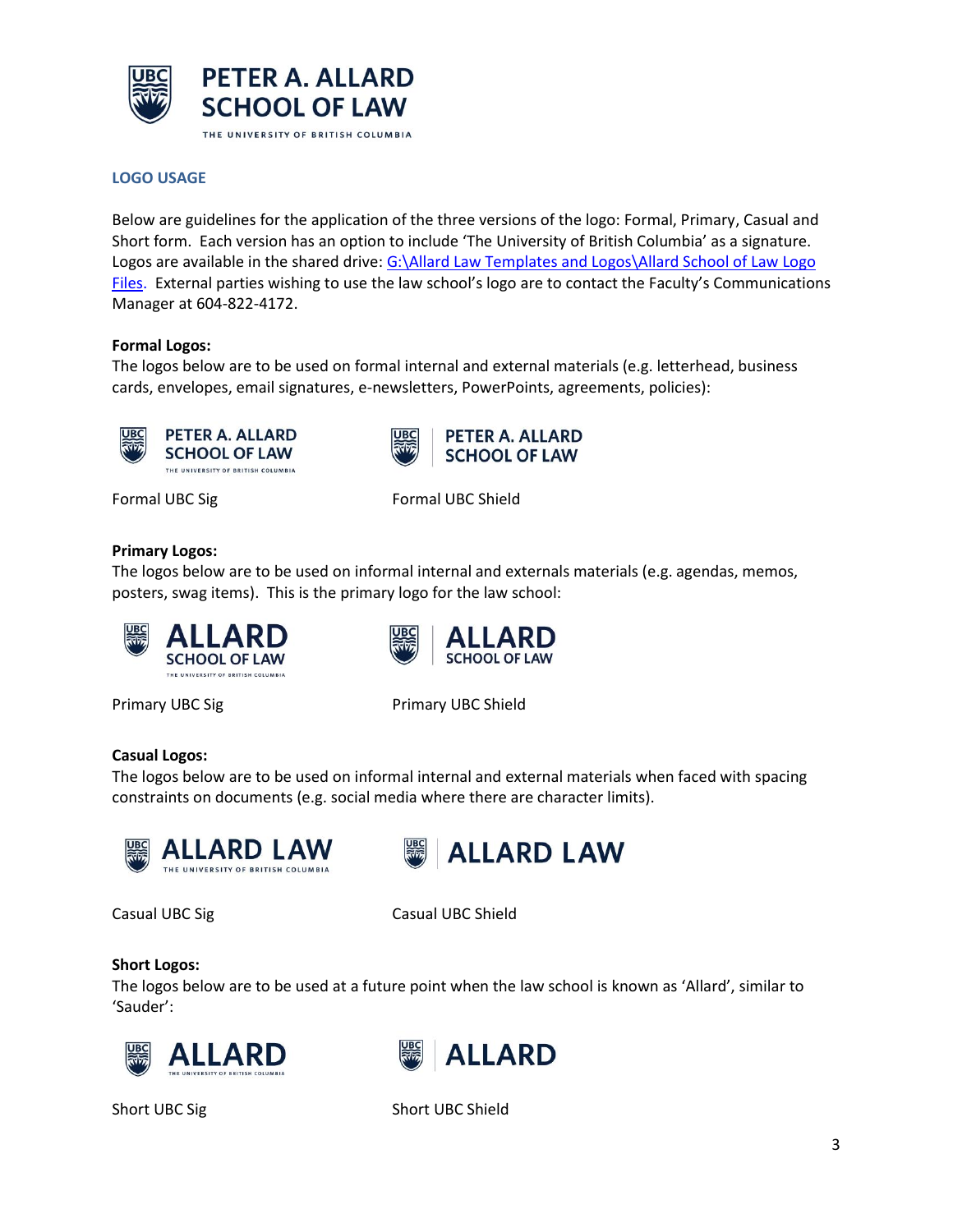## LOGO USAGE

Below are guidelines for the application of the three versions of the logo: Formal, Primary, Casual and Short form. Each version has an option to include 'The University of British Columbia' as a signature. Logos are available in the shared drive: [G:\Allard Law Templates and Logos\Allard School of Law Logo Files](G:\Allard Law Templates and Logos\Allard School of Law Logo Files). External parties wishing to use the law school's logo are to contact the Faculty's Communications Manager at 604-822-4172.

**Formal Logos:**
The logos below are to be used on formal internal and external materials (e.g. letterhead, business cards, envelopes, email signatures, e-newsletters, PowerPoints, agreements, policies):

Formal UBC Sig

Formal UBC Shield

**Primary Logos:**
The logos below are to be used on informal internal and externals materials (e.g. agendas, memos, posters, swag items). This is the primary logo for the law school:

Primary UBC Sig

Primary UBC Shield

**Casual Logos:**
The logos below are to be used on informal internal and external materials when faced with spacing constraints on documents (e.g. social media where there are character limits).

Casual UBC Sig

Casual UBC Shield

**Short Logos:**
The logos below are to be used at a future point when the law school is known as 'Allard', similar to 'Sauder':

Short UBC Sig

Short UBC Shield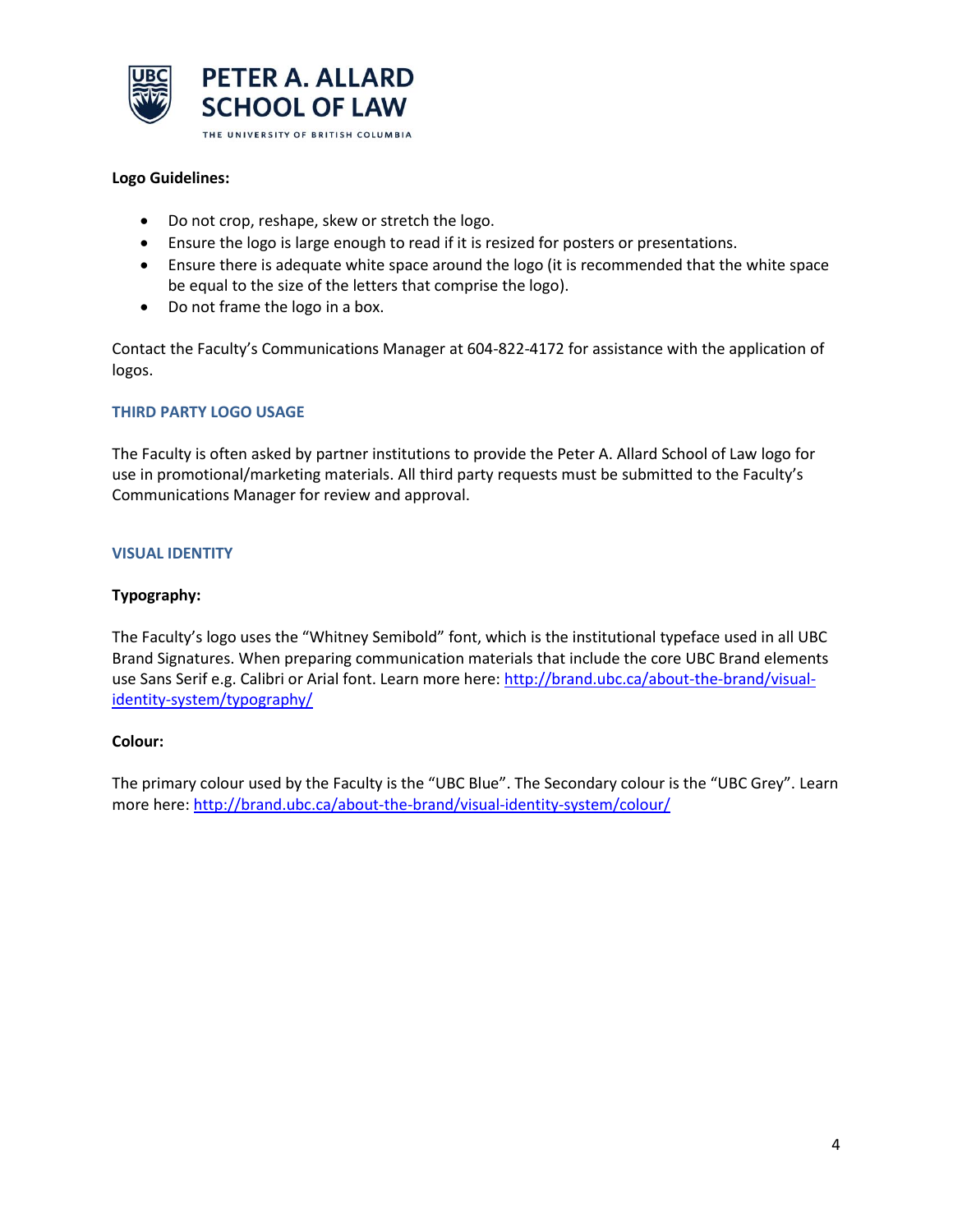**Logo Guidelines:**

- Do not crop, reshape, skew or stretch the logo.
- Ensure the logo is large enough to read if it is resized for posters or presentations.
- Ensure there is adequate white space around the logo (it is recommended that the white space be equal to the size of the letters that comprise the logo).
- Do not frame the logo in a box.

Contact the Faculty's Communications Manager at 604-822-4172 for assistance with the application of logos.

## THIRD PARTY LOGO USAGE

The Faculty is often asked by partner institutions to provide the Peter A. Allard School of Law logo for use in promotional/marketing materials. All third party requests must be submitted to the Faculty's Communications Manager for review and approval.

## VISUAL IDENTITY

**Typography:**

The Faculty's logo uses the "Whitney Semibold" font, which is the institutional typeface used in all UBC Brand Signatures. When preparing communication materials that include the core UBC Brand elements use Sans Serif e.g. Calibri or Arial font. Learn more here: [http://brand.ubc.ca/about-the-brand/visual-identity-system/typography/](http://brand.ubc.ca/about-the-brand/visual-identity-system/typography/)

**Colour:**

The primary colour used by the Faculty is the "UBC Blue". The Secondary colour is the "UBC Grey". Learn more here: [http://brand.ubc.ca/about-the-brand/visual-identity-system/colour/](http://brand.ubc.ca/about-the-brand/visual-identity-system/colour/)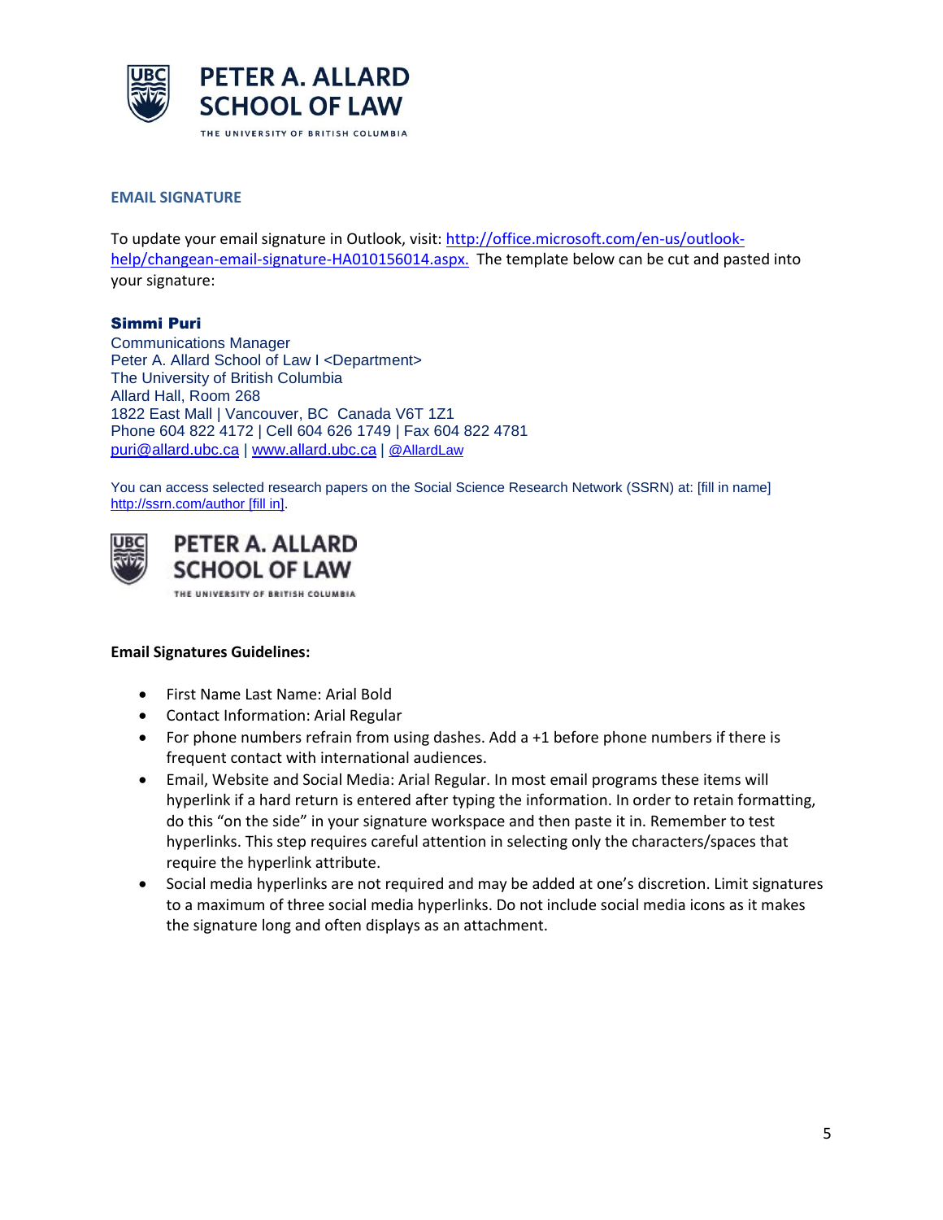## EMAIL SIGNATURE

To update your email signature in Outlook, visit: [http://office.microsoft.com/en-us/outlook-help/changean-email-signature-HA010156014.aspx.](http://office.microsoft.com/en-us/outlook-help/changean-email-signature-HA010156014.aspx) The template below can be cut and pasted into your signature:

**Simmi Puri**
Communications Manager
Peter A. Allard School of Law I <Department>
The University of British Columbia
Allard Hall, Room 268
1822 East Mall | Vancouver, BC  Canada V6T 1Z1
Phone 604 822 4172 | Cell 604 626 1749 | Fax 604 822 4781
puri@allard.ubc.ca | www.allard.ubc.ca | @AllardLaw

You can access selected research papers on the Social Science Research Network (SSRN) at: [fill in name] http://ssrn.com/author [fill in].

PETER A. ALLARD
SCHOOL OF LAW
THE UNIVERSITY OF BRITISH COLUMBIA

**Email Signatures Guidelines:**

- First Name Last Name: Arial Bold
- Contact Information: Arial Regular
- For phone numbers refrain from using dashes. Add a +1 before phone numbers if there is frequent contact with international audiences.
- Email, Website and Social Media: Arial Regular. In most email programs these items will hyperlink if a hard return is entered after typing the information. In order to retain formatting, do this "on the side" in your signature workspace and then paste it in. Remember to test hyperlinks. This step requires careful attention in selecting only the characters/spaces that require the hyperlink attribute.
- Social media hyperlinks are not required and may be added at one's discretion. Limit signatures to a maximum of three social media hyperlinks. Do not include social media icons as it makes the signature long and often displays as an attachment.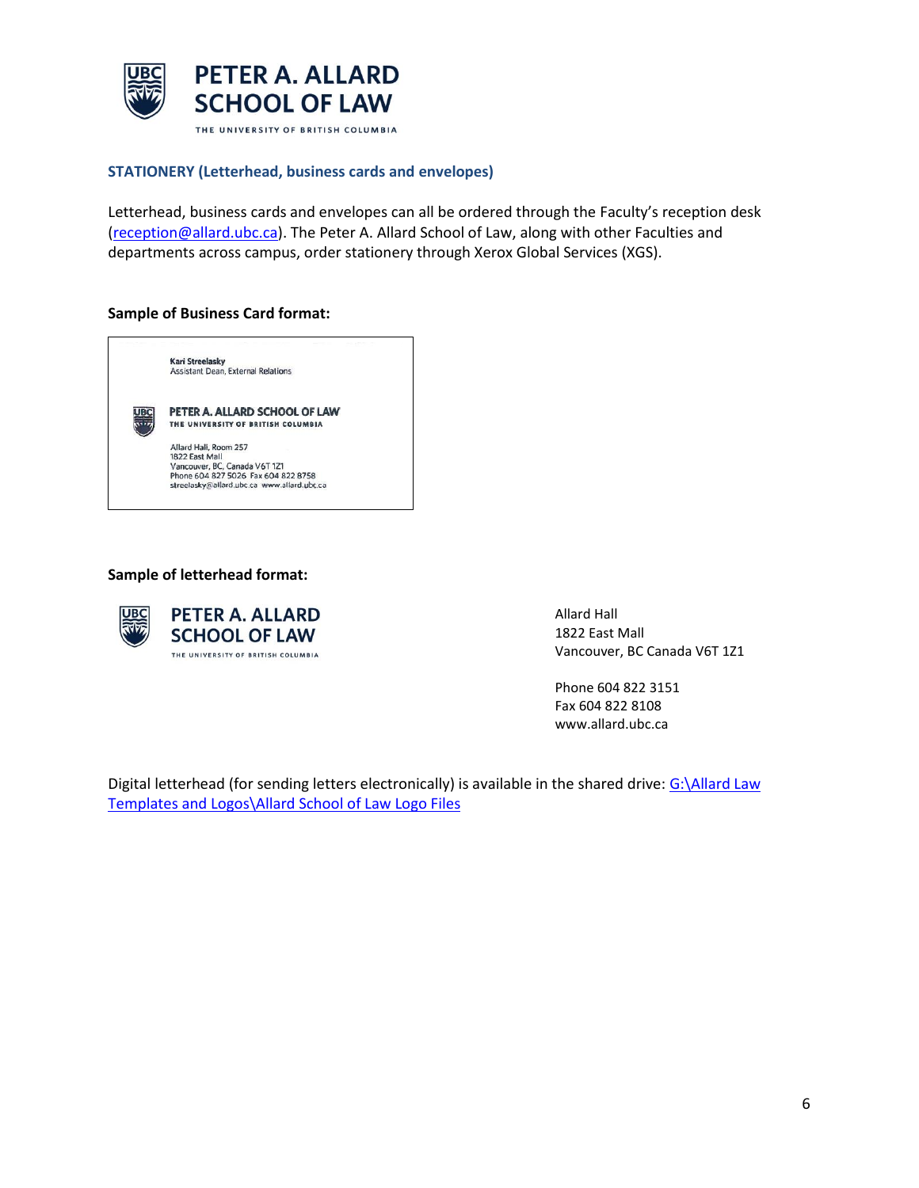## STATIONERY (Letterhead, business cards and envelopes)

Letterhead, business cards and envelopes can all be ordered through the Faculty's reception desk (reception@allard.ubc.ca). The Peter A. Allard School of Law, along with other Faculties and departments across campus, order stationery through Xerox Global Services (XGS).

**Sample of Business Card format:**

Kari Streelasky
Assistant Dean, External Relations

PETER A. ALLARD SCHOOL OF LAW
THE UNIVERSITY OF BRITISH COLUMBIA

Allard Hall, Room 257
1822 East Mall
Vancouver, BC, Canada V6T 1Z1
Phone 604 827 5026 Fax 604 822 8758
streelasky@allard.ubc.ca www.allard.ubc.ca

**Sample of letterhead format:**

PETER A. ALLARD
SCHOOL OF LAW
THE UNIVERSITY OF BRITISH COLUMBIA

Allard Hall
1822 East Mall
Vancouver, BC Canada V6T 1Z1

Phone 604 822 3151
Fax 604 822 8108
www.allard.ubc.ca

Digital letterhead (for sending letters electronically) is available in the shared drive: G:\Allard Law Templates and Logos\Allard School of Law Logo Files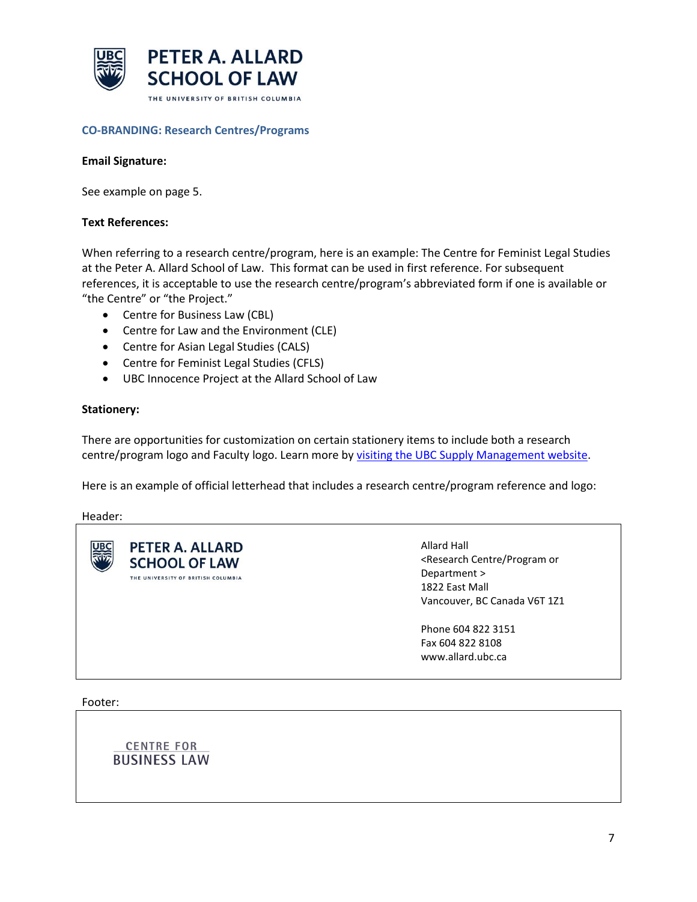## CO-BRANDING: Research Centres/Programs

**Email Signature:**

See example on page 5.

**Text References:**

When referring to a research centre/program, here is an example: The Centre for Feminist Legal Studies at the Peter A. Allard School of Law. This format can be used in first reference. For subsequent references, it is acceptable to use the research centre/program's abbreviated form if one is available or "the Centre" or "the Project."

- Centre for Business Law (CBL)
- Centre for Law and the Environment (CLE)
- Centre for Asian Legal Studies (CALS)
- Centre for Feminist Legal Studies (CFLS)
- UBC Innocence Project at the Allard School of Law

**Stationery:**

There are opportunities for customization on certain stationery items to include both a research centre/program logo and Faculty logo. Learn more by visiting the UBC Supply Management website.

Here is an example of official letterhead that includes a research centre/program reference and logo:

Header:

PETER A. ALLARD SCHOOL OF LAW
THE UNIVERSITY OF BRITISH COLUMBIA

Allard Hall
<Research Centre/Program or Department >
1822 East Mall
Vancouver, BC Canada V6T 1Z1

Phone 604 822 3151
Fax 604 822 8108
www.allard.ubc.ca

Footer:

CENTRE FOR
BUSINESS LAW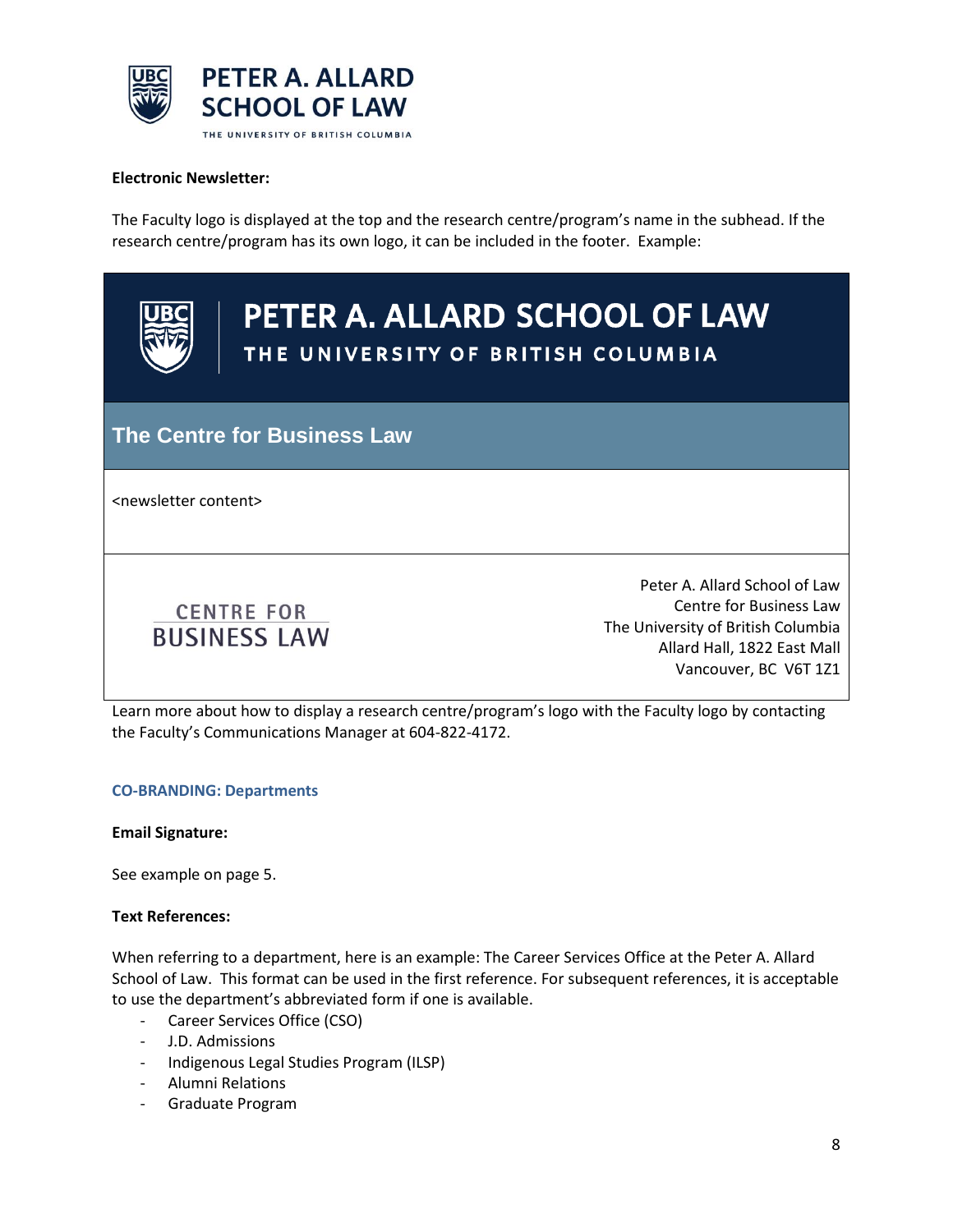**Electronic Newsletter:**

The Faculty logo is displayed at the top and the research centre/program's name in the subhead. If the research centre/program has its own logo, it can be included in the footer. Example:

PETER A. ALLARD SCHOOL OF LAW
THE UNIVERSITY OF BRITISH COLUMBIA

**The Centre for Business Law**

<newsletter content>

CENTRE FOR
BUSINESS LAW

Peter A. Allard School of Law
Centre for Business Law
The University of British Columbia
Allard Hall, 1822 East Mall
Vancouver, BC V6T 1Z1

Learn more about how to display a research centre/program's logo with the Faculty logo by contacting the Faculty's Communications Manager at 604-822-4172.

### CO-BRANDING: Departments

**Email Signature:**

See example on page 5.

**Text References:**

When referring to a department, here is an example: The Career Services Office at the Peter A. Allard School of Law. This format can be used in the first reference. For subsequent references, it is acceptable to use the department's abbreviated form if one is available.

- Career Services Office (CSO)
- J.D. Admissions
- Indigenous Legal Studies Program (ILSP)
- Alumni Relations
- Graduate Program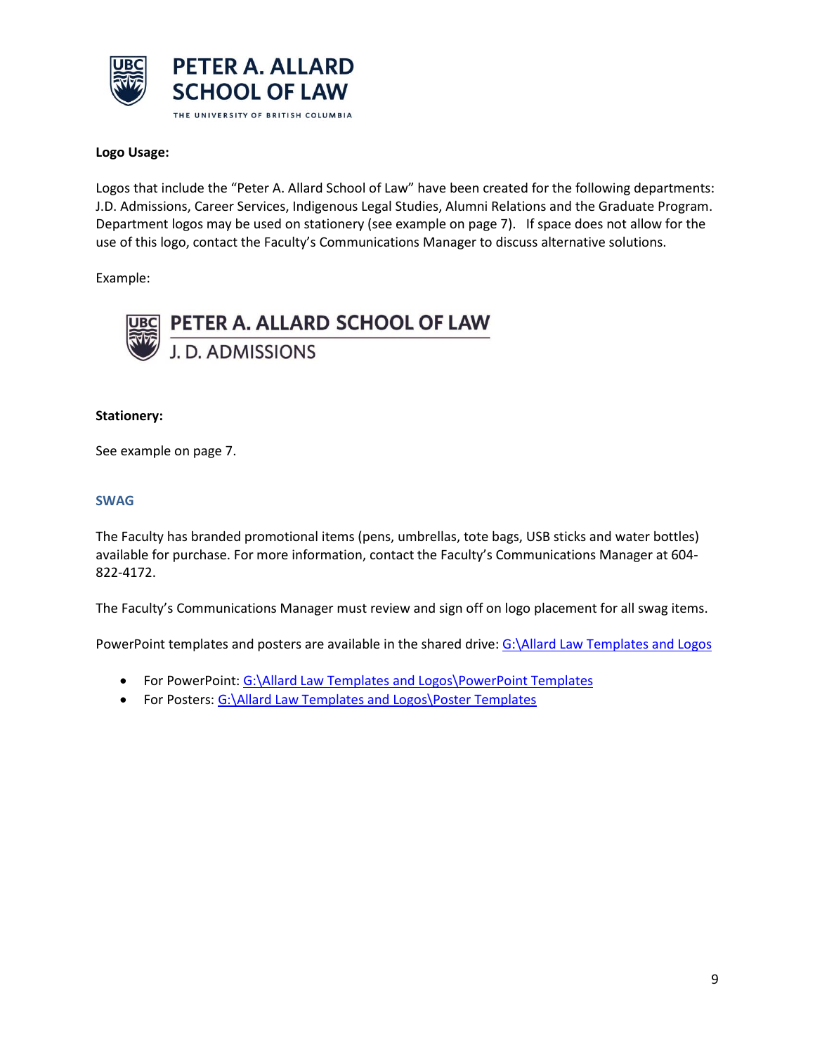**Logo Usage:**

Logos that include the "Peter A. Allard School of Law" have been created for the following departments: J.D. Admissions, Career Services, Indigenous Legal Studies, Alumni Relations and the Graduate Program. Department logos may be used on stationery (see example on page 7). If space does not allow for the use of this logo, contact the Faculty's Communications Manager to discuss alternative solutions.

Example:

PETER A. ALLARD SCHOOL OF LAW
J. D. ADMISSIONS

**Stationery:**

See example on page 7.

## SWAG

The Faculty has branded promotional items (pens, umbrellas, tote bags, USB sticks and water bottles) available for purchase. For more information, contact the Faculty's Communications Manager at 604-822-4172.

The Faculty's Communications Manager must review and sign off on logo placement for all swag items.

PowerPoint templates and posters are available in the shared drive: G:\Allard Law Templates and Logos

- For PowerPoint: G:\Allard Law Templates and Logos\PowerPoint Templates
- For Posters: G:\Allard Law Templates and Logos\Poster Templates